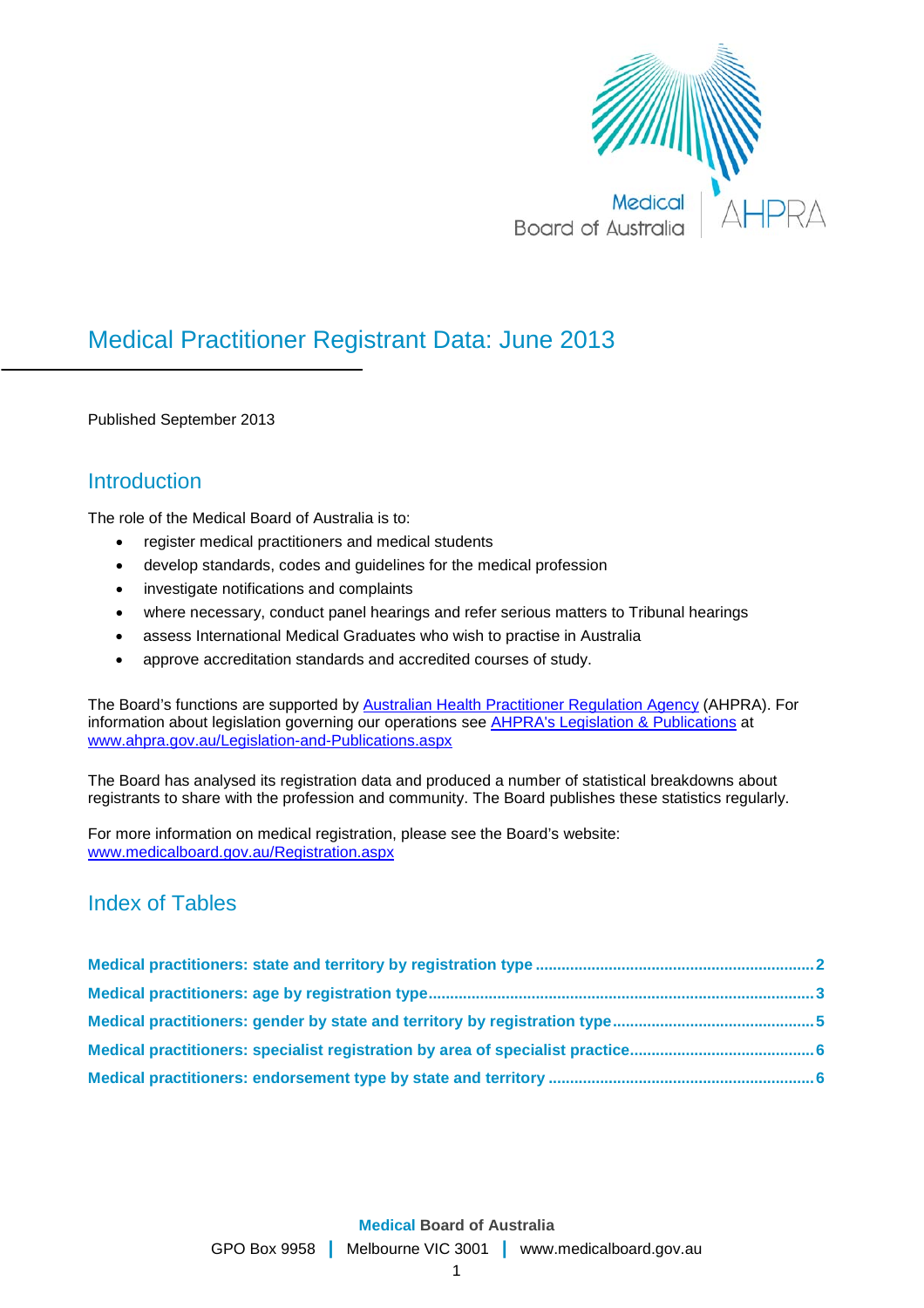# Medical Practitioner Registrant Data: June 2013

Published September 2013

## Introduction

The role of the Medical Board of Australia is to:

- register medical practitioners and medical students
- develop standards, codes and guidelines for the medical profession
- investigate notifications and complaints
- where necessary, conduct panel hearings and refer serious matters to Tribunal hearings
- assess International Medical Graduates who wish to practise in Australia
- approve accreditation standards and accredited courses of study.

The Board's functions are supported by Australian Health Practitioner Regulation Agency (AHPRA). For information about legislation governing our operations see AHPRA's Legislation & Publications at www.ahpra.gov.au/Legislation-and-Publications.aspx

The Board has analysed its registration data and produced a number of statistical breakdowns about registrants to share with the profession and community. The Board publishes these statistics regularly.

For more information on medical registration, please see the Board's website: www.medicalboard.gov.au/Registration.aspx

## Index of Tables

**Medical practitioners: state and territory by registration type** .......... 2

**Medical practitioners: age by registration type** .......... 3

**Medical practitioners: gender by state and territory by registration type** .......... 5

**Medical practitioners: specialist registration by area of specialist practice** .......... 6

**Medical practitioners: endorsement type by state and territory** .......... 6

**Medical** Board of Australia

GPO Box 9958 | Melbourne VIC 3001 | www.medicalboard.gov.au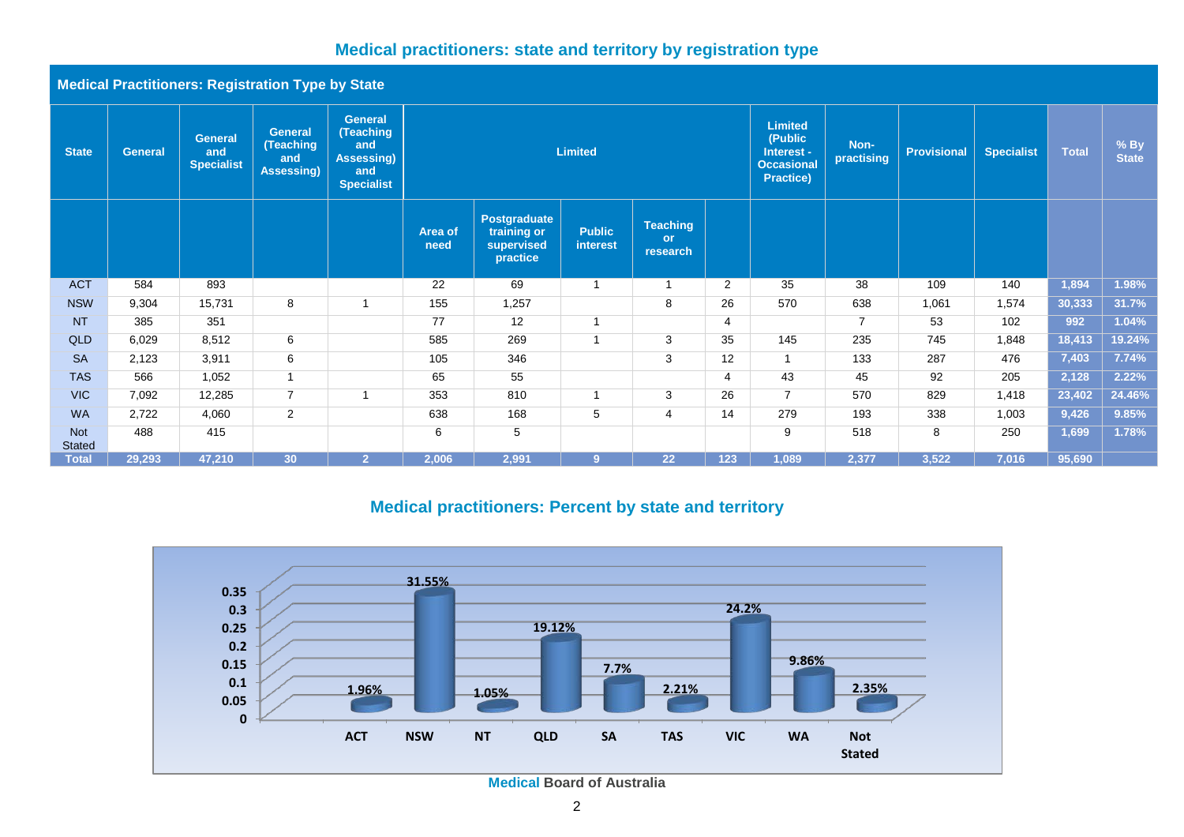## Medical practitioners: state and territory by registration type

| Medical Practitioners: Registration Type by State | | | | | | | | | | | | | | | |
|---|---|---|---|---|---|---|---|---|---|---|---|---|---|---|---|
| **State** | **General** | **General and Specialist** | **General (Teaching and Assessing)** | **General (Teaching and Assessing) and Specialist** | **Limited** | | | | | **Limited (Public Interest - Occasional Practice)** | **Non-practising** | **Provisional** | **Specialist** | **Total** | **% By State** |
| | | | | | **Area of need** | **Postgraduate training or supervised practice** | **Public interest** | **Teaching or research** | | | | | | | |
| ACT | 584 | 893 | | | 22 | 69 | 1 | 1 | 2 | 35 | 38 | 109 | 140 | **1,894** | **1.98%** |
| NSW | 9,304 | 15,731 | 8 | 1 | 155 | 1,257 | | 8 | 26 | 570 | 638 | 1,061 | 1,574 | **30,333** | **31.7%** |
| NT | 385 | 351 | | | 77 | 12 | 1 | | 4 | | 7 | 53 | 102 | **992** | **1.04%** |
| QLD | 6,029 | 8,512 | 6 | | 585 | 269 | 1 | 3 | 35 | 145 | 235 | 745 | 1,848 | **18,413** | **19.24%** |
| SA | 2,123 | 3,911 | 6 | | 105 | 346 | | 3 | 12 | 1 | 133 | 287 | 476 | **7,403** | **7.74%** |
| TAS | 566 | 1,052 | 1 | | 65 | 55 | | | 4 | 43 | 45 | 92 | 205 | **2,128** | **2.22%** |
| VIC | 7,092 | 12,285 | 7 | 1 | 353 | 810 | 1 | 3 | 26 | 7 | 570 | 829 | 1,418 | **23,402** | **24.46%** |
| WA | 2,722 | 4,060 | 2 | | 638 | 168 | 5 | 4 | 14 | 279 | 193 | 338 | 1,003 | **9,426** | **9.85%** |
| Not Stated | 488 | 415 | | | 6 | 5 | | | | 9 | 518 | 8 | 250 | **1,699** | **1.78%** |
| **Total** | **29,293** | **47,210** | **30** | **2** | **2,006** | **2,991** | **9** | **22** | **123** | **1,089** | **2,377** | **3,522** | **7,016** | **95,690** | |

## Medical practitioners: Percent by state and territory

| State | ACT | NSW | NT | QLD | SA | TAS | VIC | WA | Not Stated |
|---|---|---|---|---|---|---|---|---|---|
| Percent | 1.96% | 31.55% | 1.05% | 19.12% | 7.7% | 2.21% | 24.2% | 9.86% | 2.35% |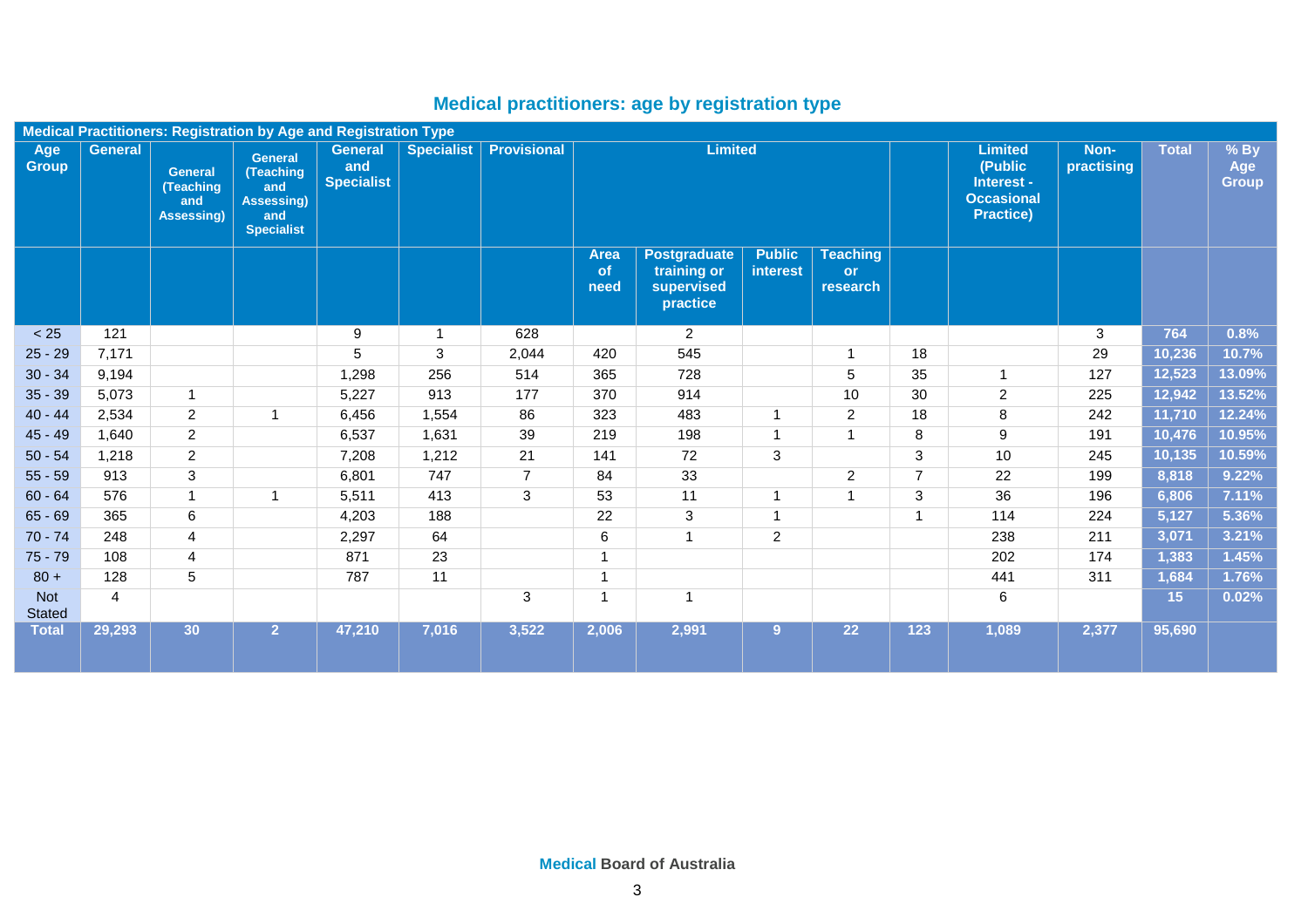## Medical practitioners: age by registration type

| Medical Practitioners: Registration by Age and Registration Type | | | | | | | | | | | | | | | | |
|---|---|---|---|---|---|---|---|---|---|---|---|---|---|---|---|---|
| **Age Group** | **General** | **General (Teaching and Assessing)** | **General (Teaching and Assessing) and Specialist** | **General and Specialist** | **Specialist** | **Provisional** | **Limited** | | | | | **Limited (Public Interest - Occasional Practice)** | **Non-practising** | **Total** | **% By Age Group** |
| | | | | | | | **Area of need** | **Postgraduate training or supervised practice** | **Public interest** | **Teaching or research** | | | | | |
| < 25 | 121 | | | 9 | 1 | 628 | | 2 | | | | | 3 | **764** | **0.8%** |
| 25 - 29 | 7,171 | | | 5 | 3 | 2,044 | 420 | 545 | | 1 | 18 | | 29 | **10,236** | **10.7%** |
| 30 - 34 | 9,194 | | | 1,298 | 256 | 514 | 365 | 728 | | 5 | 35 | 1 | 127 | **12,523** | **13.09%** |
| 35 - 39 | 5,073 | 1 | | 5,227 | 913 | 177 | 370 | 914 | | 10 | 30 | 2 | 225 | **12,942** | **13.52%** |
| 40 - 44 | 2,534 | 2 | 1 | 6,456 | 1,554 | 86 | 323 | 483 | 1 | 2 | 18 | 8 | 242 | **11,710** | **12.24%** |
| 45 - 49 | 1,640 | 2 | | 6,537 | 1,631 | 39 | 219 | 198 | 1 | 1 | 8 | 9 | 191 | **10,476** | **10.95%** |
| 50 - 54 | 1,218 | 2 | | 7,208 | 1,212 | 21 | 141 | 72 | 3 | | 3 | 10 | 245 | **10,135** | **10.59%** |
| 55 - 59 | 913 | 3 | | 6,801 | 747 | 7 | 84 | 33 | | 2 | 7 | 22 | 199 | **8,818** | **9.22%** |
| 60 - 64 | 576 | 1 | 1 | 5,511 | 413 | 3 | 53 | 11 | 1 | 1 | 3 | 36 | 196 | **6,806** | **7.11%** |
| 65 - 69 | 365 | 6 | | 4,203 | 188 | | 22 | 3 | 1 | | 1 | 114 | 224 | **5,127** | **5.36%** |
| 70 - 74 | 248 | 4 | | 2,297 | 64 | | 6 | 1 | 2 | | | 238 | 211 | **3,071** | **3.21%** |
| 75 - 79 | 108 | 4 | | 871 | 23 | | 1 | | | | | 202 | 174 | **1,383** | **1.45%** |
| 80 + | 128 | 5 | | 787 | 11 | | 1 | | | | | 441 | 311 | **1,684** | **1.76%** |
| Not Stated | 4 | | | | | 3 | 1 | 1 | | | | 6 | | **15** | **0.02%** |
| **Total** | **29,293** | **30** | **2** | **47,210** | **7,016** | **3,522** | **2,006** | **2,991** | **9** | **22** | **123** | **1,089** | **2,377** | **95,690** | |

Medical Board of Australia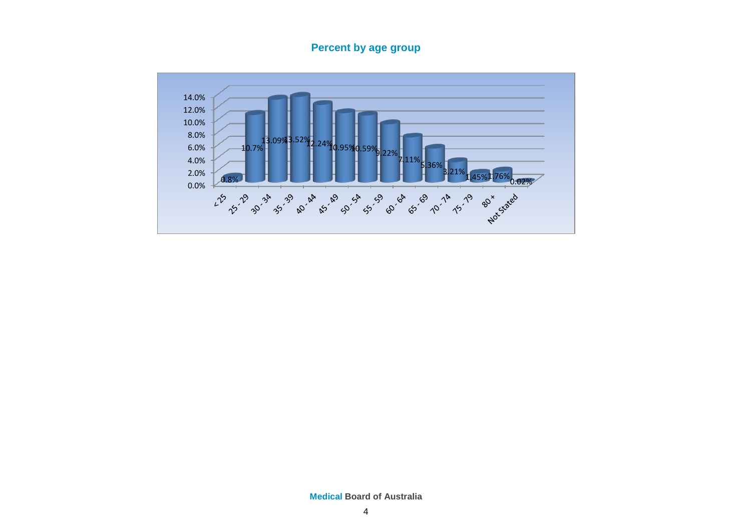## Percent by age group

| Age group | Percent |
|---|---|
| < 25 | 0.8% |
| 25 - 29 | 10.7% |
| 30 - 34 | 13.09% |
| 35 - 39 | 13.52% |
| 40 - 44 | 12.24% |
| 45 - 49 | 10.95% |
| 50 - 54 | 10.59% |
| 55 - 59 | 9.22% |
| 60 - 64 | 7.11% |
| 65 - 69 | 5.36% |
| 70 - 74 | 3.21% |
| 75 - 79 | 1.45% |
| 80 + | 1.76% |
| Not Stated | 0.02% |

**Medical Board of Australia**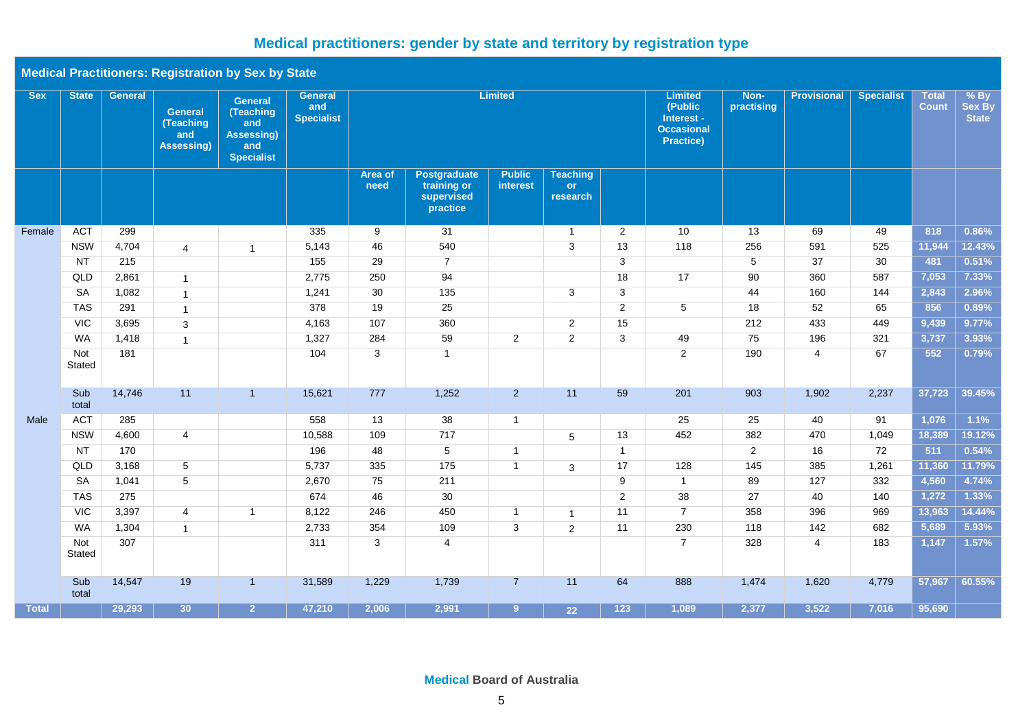## Medical practitioners: gender by state and territory by registration type

**Medical Practitioners: Registration by Sex by State**

| Sex | State | General | General (Teaching and Assessing) | General (Teaching and Assessing) and Specialist | General and Specialist | Limited | | | | | Limited (Public Interest - Occasional Practice) | Non-practising | Provisional | Specialist | Total Count | % By Sex By State |
|---|---|---|---|---|---|---|---|---|---|---|---|---|---|---|---|---|
| | | | | | | Area of need | Postgraduate training or supervised practice | Public interest | Teaching or research | | | | | | | |
| Female | ACT | 299 | | | 335 | 9 | 31 | | 1 | 2 | 10 | 13 | 69 | 49 | 818 | 0.86% |
| | NSW | 4,704 | 4 | 1 | 5,143 | 46 | 540 | | 3 | 13 | 118 | 256 | 591 | 525 | 11,944 | 12.43% |
| | NT | 215 | | | 155 | 29 | 7 | | | 3 | | 5 | 37 | 30 | 481 | 0.51% |
| | QLD | 2,861 | 1 | | 2,775 | 250 | 94 | | | 18 | 17 | 90 | 360 | 587 | 7,053 | 7.33% |
| | SA | 1,082 | 1 | | 1,241 | 30 | 135 | | 3 | 3 | | 44 | 160 | 144 | 2,843 | 2.96% |
| | TAS | 291 | 1 | | 378 | 19 | 25 | | | 2 | 5 | 18 | 52 | 65 | 856 | 0.89% |
| | VIC | 3,695 | 3 | | 4,163 | 107 | 360 | | 2 | 15 | | 212 | 433 | 449 | 9,439 | 9.77% |
| | WA | 1,418 | 1 | | 1,327 | 284 | 59 | 2 | 2 | 3 | 49 | 75 | 196 | 321 | 3,737 | 3.93% |
| | Not Stated | 181 | | | 104 | 3 | 1 | | | | 2 | 190 | 4 | 67 | 552 | 0.79% |
| | Sub total | 14,746 | 11 | 1 | 15,621 | 777 | 1,252 | 2 | 11 | 59 | 201 | 903 | 1,902 | 2,237 | 37,723 | 39.45% |
| Male | ACT | 285 | | | 558 | 13 | 38 | 1 | | | 25 | 25 | 40 | 91 | 1,076 | 1.1% |
| | NSW | 4,600 | 4 | | 10,588 | 109 | 717 | | 5 | 13 | 452 | 382 | 470 | 1,049 | 18,389 | 19.12% |
| | NT | 170 | | | 196 | 48 | 5 | 1 | | 1 | | 2 | 16 | 72 | 511 | 0.54% |
| | QLD | 3,168 | 5 | | 5,737 | 335 | 175 | 1 | 3 | 17 | 128 | 145 | 385 | 1,261 | 11,360 | 11.79% |
| | SA | 1,041 | 5 | | 2,670 | 75 | 211 | | | 9 | 1 | 89 | 127 | 332 | 4,560 | 4.74% |
| | TAS | 275 | | | 674 | 46 | 30 | | | 2 | 38 | 27 | 40 | 140 | 1,272 | 1.33% |
| | VIC | 3,397 | 4 | 1 | 8,122 | 246 | 450 | 1 | 1 | 11 | 7 | 358 | 396 | 969 | 13,963 | 14.44% |
| | WA | 1,304 | 1 | | 2,733 | 354 | 109 | 3 | 2 | 11 | 230 | 118 | 142 | 682 | 5,689 | 5.93% |
| | Not Stated | 307 | | | 311 | 3 | 4 | | | | 7 | 328 | 4 | 183 | 1,147 | 1.57% |
| | Sub total | 14,547 | 19 | 1 | 31,589 | 1,229 | 1,739 | 7 | 11 | 64 | 888 | 1,474 | 1,620 | 4,779 | 57,967 | 60.55% |
| Total | | 29,293 | 30 | 2 | 47,210 | 2,006 | 2,991 | 9 | 22 | 123 | 1,089 | 2,377 | 3,522 | 7,016 | 95,690 | |

Medical Board of Australia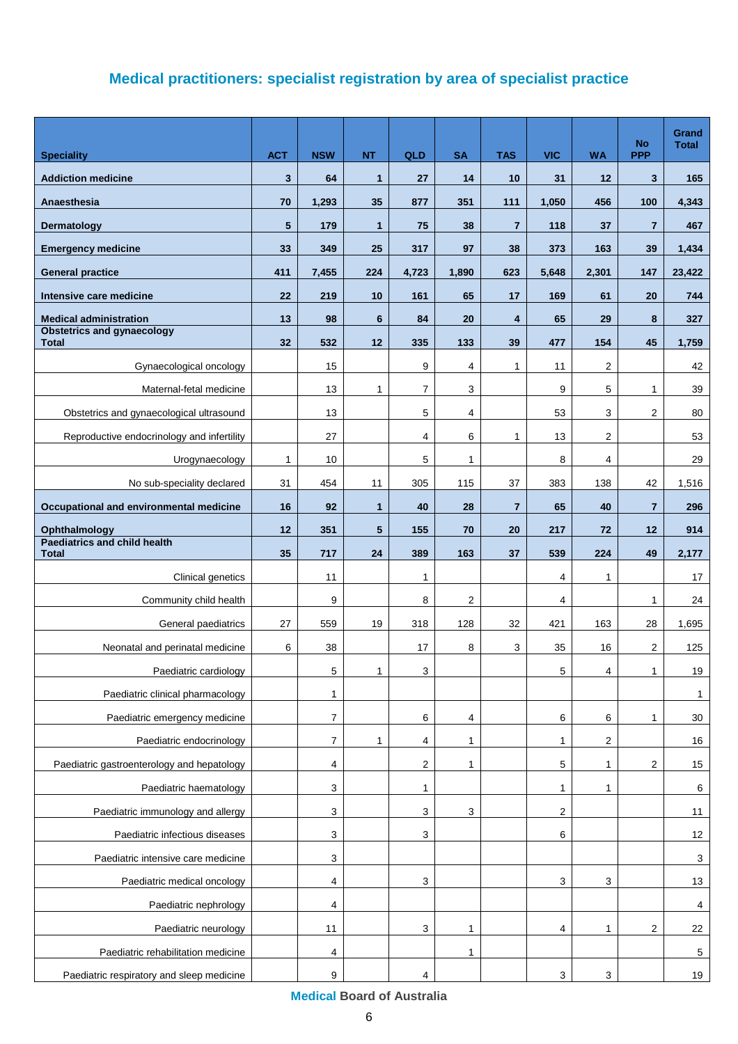# Medical practitioners: specialist registration by area of specialist practice

| Speciality | ACT | NSW | NT | QLD | SA | TAS | VIC | WA | No PPP | Grand Total |
|---|---|---|---|---|---|---|---|---|---|---|
| **Addiction medicine** | **3** | **64** | **1** | **27** | **14** | **10** | **31** | **12** | **3** | **165** |
| **Anaesthesia** | **70** | **1,293** | **35** | **877** | **351** | **111** | **1,050** | **456** | **100** | **4,343** |
| **Dermatology** | **5** | **179** | **1** | **75** | **38** | **7** | **118** | **37** | **7** | **467** |
| **Emergency medicine** | **33** | **349** | **25** | **317** | **97** | **38** | **373** | **163** | **39** | **1,434** |
| **General practice** | **411** | **7,455** | **224** | **4,723** | **1,890** | **623** | **5,648** | **2,301** | **147** | **23,422** |
| **Intensive care medicine** | **22** | **219** | **10** | **161** | **65** | **17** | **169** | **61** | **20** | **744** |
| **Medical administration** | **13** | **98** | **6** | **84** | **20** | **4** | **65** | **29** | **8** | **327** |
| **Obstetrics and gynaecology Total** | **32** | **532** | **12** | **335** | **133** | **39** | **477** | **154** | **45** | **1,759** |
| Gynaecological oncology | | 15 | | 9 | 4 | 1 | 11 | 2 | | 42 |
| Maternal-fetal medicine | | 13 | 1 | 7 | 3 | | 9 | 5 | 1 | 39 |
| Obstetrics and gynaecological ultrasound | | 13 | | 5 | 4 | | 53 | 3 | 2 | 80 |
| Reproductive endocrinology and infertility | | 27 | | 4 | 6 | 1 | 13 | 2 | | 53 |
| Urogynaecology | 1 | 10 | | 5 | 1 | | 8 | 4 | | 29 |
| No sub-speciality declared | 31 | 454 | 11 | 305 | 115 | 37 | 383 | 138 | 42 | 1,516 |
| **Occupational and environmental medicine** | **16** | **92** | **1** | **40** | **28** | **7** | **65** | **40** | **7** | **296** |
| **Ophthalmology** | **12** | **351** | **5** | **155** | **70** | **20** | **217** | **72** | **12** | **914** |
| **Paediatrics and child health Total** | **35** | **717** | **24** | **389** | **163** | **37** | **539** | **224** | **49** | **2,177** |
| Clinical genetics | | 11 | | 1 | | | 4 | 1 | | 17 |
| Community child health | | 9 | | 8 | 2 | | 4 | | 1 | 24 |
| General paediatrics | 27 | 559 | 19 | 318 | 128 | 32 | 421 | 163 | 28 | 1,695 |
| Neonatal and perinatal medicine | 6 | 38 | | 17 | 8 | 3 | 35 | 16 | 2 | 125 |
| Paediatric cardiology | | 5 | 1 | 3 | | | 5 | 4 | 1 | 19 |
| Paediatric clinical pharmacology | | 1 | | | | | | | | 1 |
| Paediatric emergency medicine | | 7 | | 6 | 4 | | 6 | 6 | 1 | 30 |
| Paediatric endocrinology | | 7 | 1 | 4 | 1 | | 1 | 2 | | 16 |
| Paediatric gastroenterology and hepatology | | 4 | | 2 | 1 | | 5 | 1 | 2 | 15 |
| Paediatric haematology | | 3 | | 1 | | | 1 | 1 | | 6 |
| Paediatric immunology and allergy | | 3 | | 3 | 3 | | 2 | | | 11 |
| Paediatric infectious diseases | | 3 | | 3 | | | 6 | | | 12 |
| Paediatric intensive care medicine | | 3 | | | | | | | | 3 |
| Paediatric medical oncology | | 4 | | 3 | | | 3 | 3 | | 13 |
| Paediatric nephrology | | 4 | | | | | | | | 4 |
| Paediatric neurology | | 11 | | 3 | 1 | | 4 | 1 | 2 | 22 |
| Paediatric rehabilitation medicine | | 4 | | | 1 | | | | | 5 |
| Paediatric respiratory and sleep medicine | | 9 | | 4 | | | 3 | 3 | | 19 |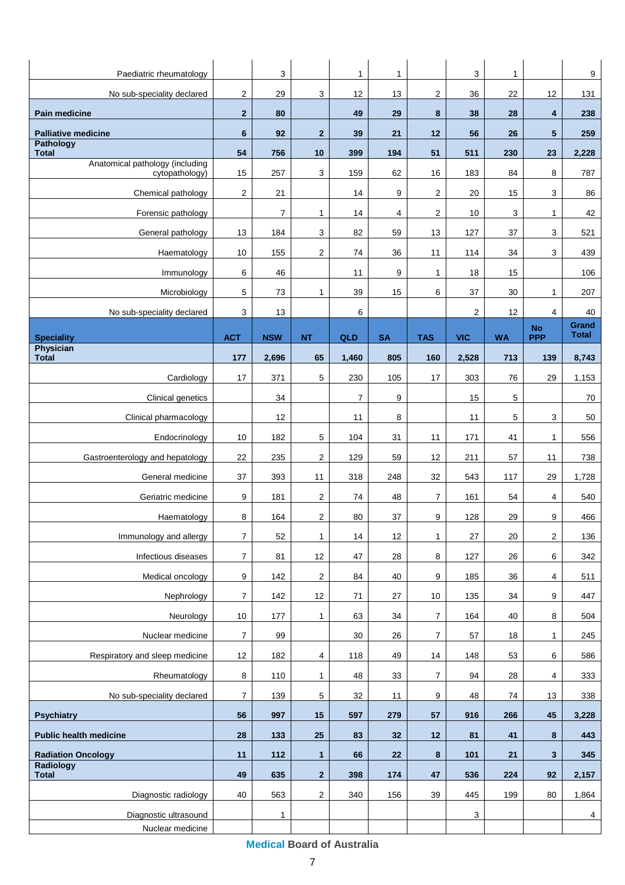| | | | | | | | | | |
|---|---|---|---|---|---|---|---|---|---|
| Paediatric rheumatology | | 3 | | 1 | 1 | | 3 | 1 | | 9 |
| No sub-speciality declared | 2 | 29 | 3 | 12 | 13 | 2 | 36 | 22 | 12 | 131 |
| **Pain medicine** | **2** | **80** | | **49** | **29** | **8** | **38** | **28** | **4** | **238** |
| **Palliative medicine** | **6** | **92** | **2** | **39** | **21** | **12** | **56** | **26** | **5** | **259** |
| **Pathology Total** | **54** | **756** | **10** | **399** | **194** | **51** | **511** | **230** | **23** | **2,228** |
| Anatomical pathology (including cytopathology) | 15 | 257 | 3 | 159 | 62 | 16 | 183 | 84 | 8 | 787 |
| Chemical pathology | 2 | 21 | | 14 | 9 | 2 | 20 | 15 | 3 | 86 |
| Forensic pathology | | 7 | 1 | 14 | 4 | 2 | 10 | 3 | 1 | 42 |
| General pathology | 13 | 184 | 3 | 82 | 59 | 13 | 127 | 37 | 3 | 521 |
| Haematology | 10 | 155 | 2 | 74 | 36 | 11 | 114 | 34 | 3 | 439 |
| Immunology | 6 | 46 | | 11 | 9 | 1 | 18 | 15 | | 106 |
| Microbiology | 5 | 73 | 1 | 39 | 15 | 6 | 37 | 30 | 1 | 207 |
| No sub-speciality declared | 3 | 13 | | 6 | | | 2 | 12 | 4 | 40 |

| Speciality | ACT | NSW | NT | QLD | SA | TAS | VIC | WA | No PPP | Grand Total |
|---|---|---|---|---|---|---|---|---|---|---|
| **Physician Total** | **177** | **2,696** | **65** | **1,460** | **805** | **160** | **2,528** | **713** | **139** | **8,743** |
| Cardiology | 17 | 371 | 5 | 230 | 105 | 17 | 303 | 76 | 29 | 1,153 |
| Clinical genetics | | 34 | | 7 | 9 | | 15 | 5 | | 70 |
| Clinical pharmacology | | 12 | | 11 | 8 | | 11 | 5 | 3 | 50 |
| Endocrinology | 10 | 182 | 5 | 104 | 31 | 11 | 171 | 41 | 1 | 556 |
| Gastroenterology and hepatology | 22 | 235 | 2 | 129 | 59 | 12 | 211 | 57 | 11 | 738 |
| General medicine | 37 | 393 | 11 | 318 | 248 | 32 | 543 | 117 | 29 | 1,728 |
| Geriatric medicine | 9 | 181 | 2 | 74 | 48 | 7 | 161 | 54 | 4 | 540 |
| Haematology | 8 | 164 | 2 | 80 | 37 | 9 | 128 | 29 | 9 | 466 |
| Immunology and allergy | 7 | 52 | 1 | 14 | 12 | 1 | 27 | 20 | 2 | 136 |
| Infectious diseases | 7 | 81 | 12 | 47 | 28 | 8 | 127 | 26 | 6 | 342 |
| Medical oncology | 9 | 142 | 2 | 84 | 40 | 9 | 185 | 36 | 4 | 511 |
| Nephrology | 7 | 142 | 12 | 71 | 27 | 10 | 135 | 34 | 9 | 447 |
| Neurology | 10 | 177 | 1 | 63 | 34 | 7 | 164 | 40 | 8 | 504 |
| Nuclear medicine | 7 | 99 | | 30 | 26 | 7 | 57 | 18 | 1 | 245 |
| Respiratory and sleep medicine | 12 | 182 | 4 | 118 | 49 | 14 | 148 | 53 | 6 | 586 |
| Rheumatology | 8 | 110 | 1 | 48 | 33 | 7 | 94 | 28 | 4 | 333 |
| No sub-speciality declared | 7 | 139 | 5 | 32 | 11 | 9 | 48 | 74 | 13 | 338 |
| **Psychiatry** | **56** | **997** | **15** | **597** | **279** | **57** | **916** | **266** | **45** | **3,228** |
| **Public health medicine** | **28** | **133** | **25** | **83** | **32** | **12** | **81** | **41** | **8** | **443** |
| **Radiation Oncology** | **11** | **112** | **1** | **66** | **22** | **8** | **101** | **21** | **3** | **345** |
| **Radiology Total** | **49** | **635** | **2** | **398** | **174** | **47** | **536** | **224** | **92** | **2,157** |
| Diagnostic radiology | 40 | 563 | 2 | 340 | 156 | 39 | 445 | 199 | 80 | 1,864 |
| Diagnostic ultrasound | | 1 | | | | | 3 | | | 4 |
| Nuclear medicine | | | | | | | | | | |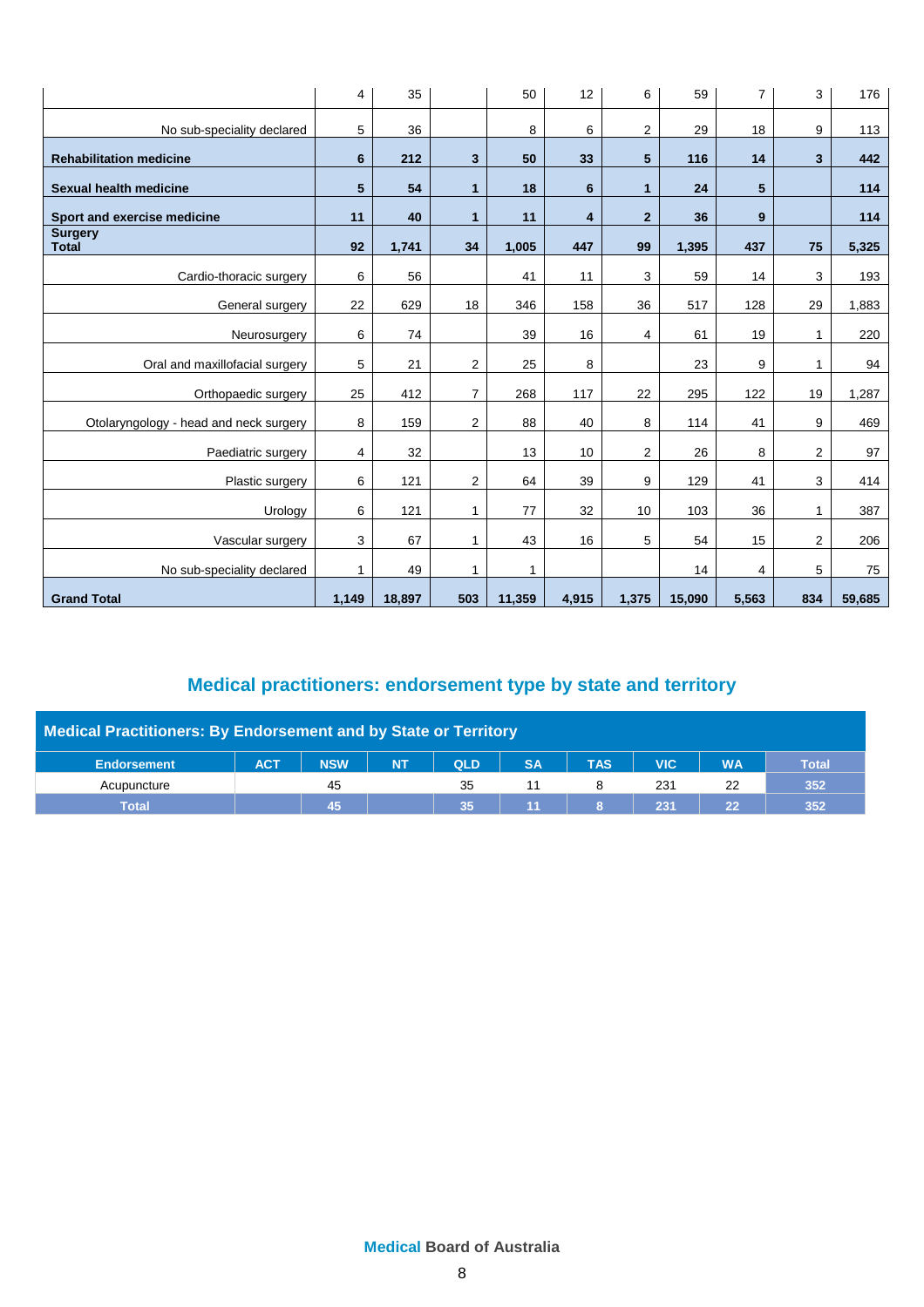| | | | | | | | | | | |
|---|---|---|---|---|---|---|---|---|---|---|
| | 4 | 35 | | 50 | 12 | 6 | 59 | 7 | 3 | 176 |
| No sub-speciality declared | 5 | 36 | | 8 | 6 | 2 | 29 | 18 | 9 | 113 |
| **Rehabilitation medicine** | **6** | **212** | **3** | **50** | **33** | **5** | **116** | **14** | **3** | **442** |
| **Sexual health medicine** | **5** | **54** | **1** | **18** | **6** | **1** | **24** | **5** | | **114** |
| **Sport and exercise medicine** | **11** | **40** | **1** | **11** | **4** | **2** | **36** | **9** | | **114** |
| **Surgery Total** | **92** | **1,741** | **34** | **1,005** | **447** | **99** | **1,395** | **437** | **75** | **5,325** |
| Cardio-thoracic surgery | 6 | 56 | | 41 | 11 | 3 | 59 | 14 | 3 | 193 |
| General surgery | 22 | 629 | 18 | 346 | 158 | 36 | 517 | 128 | 29 | 1,883 |
| Neurosurgery | 6 | 74 | | 39 | 16 | 4 | 61 | 19 | 1 | 220 |
| Oral and maxillofacial surgery | 5 | 21 | 2 | 25 | 8 | | 23 | 9 | 1 | 94 |
| Orthopaedic surgery | 25 | 412 | 7 | 268 | 117 | 22 | 295 | 122 | 19 | 1,287 |
| Otolaryngology - head and neck surgery | 8 | 159 | 2 | 88 | 40 | 8 | 114 | 41 | 9 | 469 |
| Paediatric surgery | 4 | 32 | | 13 | 10 | 2 | 26 | 8 | 2 | 97 |
| Plastic surgery | 6 | 121 | 2 | 64 | 39 | 9 | 129 | 41 | 3 | 414 |
| Urology | 6 | 121 | 1 | 77 | 32 | 10 | 103 | 36 | 1 | 387 |
| Vascular surgery | 3 | 67 | 1 | 43 | 16 | 5 | 54 | 15 | 2 | 206 |
| No sub-speciality declared | 1 | 49 | 1 | 1 | | | 14 | 4 | 5 | 75 |
| **Grand Total** | **1,149** | **18,897** | **503** | **11,359** | **4,915** | **1,375** | **15,090** | **5,563** | **834** | **59,685** |

## Medical practitioners: endorsement type by state and territory

**Medical Practitioners: By Endorsement and by State or Territory**

| Endorsement | ACT | NSW | NT | QLD | SA | TAS | VIC | WA | Total |
|---|---|---|---|---|---|---|---|---|---|
| Acupuncture | | 45 | | 35 | 11 | 8 | 231 | 22 | 352 |
| **Total** | | **45** | | **35** | **11** | **8** | **231** | **22** | **352** |